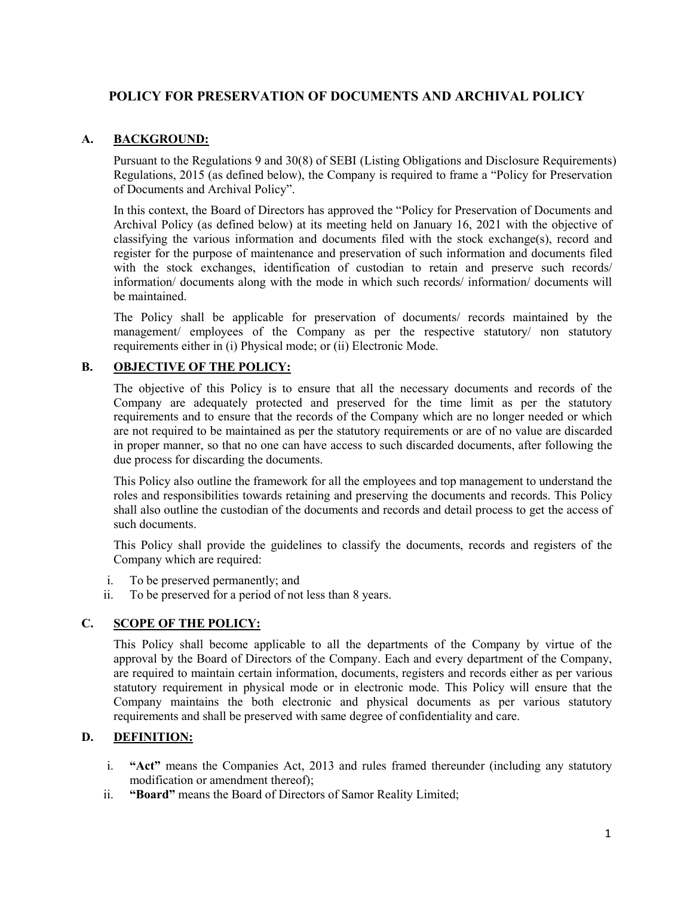# POLICY FOR PRESERVATION OF DOCUMENTS AND ARCHIVAL POLICY

## A. BACKGROUND:

Pursuant to the Regulations 9 and 30(8) of SEBI (Listing Obligations and Disclosure Requirements) Regulations, 2015 (as defined below), the Company is required to frame a "Policy for Preservation of Documents and Archival Policy".

In this context, the Board of Directors has approved the "Policy for Preservation of Documents and Archival Policy (as defined below) at its meeting held on January 16, 2021 with the objective of classifying the various information and documents filed with the stock exchange(s), record and register for the purpose of maintenance and preservation of such information and documents filed with the stock exchanges, identification of custodian to retain and preserve such records/ information/ documents along with the mode in which such records/ information/ documents will be maintained.

The Policy shall be applicable for preservation of documents/ records maintained by the management/ employees of the Company as per the respective statutory/ non statutory requirements either in (i) Physical mode; or (ii) Electronic Mode.

## B. OBJECTIVE OF THE POLICY:

The objective of this Policy is to ensure that all the necessary documents and records of the Company are adequately protected and preserved for the time limit as per the statutory requirements and to ensure that the records of the Company which are no longer needed or which are not required to be maintained as per the statutory requirements or are of no value are discarded in proper manner, so that no one can have access to such discarded documents, after following the due process for discarding the documents.

This Policy also outline the framework for all the employees and top management to understand the roles and responsibilities towards retaining and preserving the documents and records. This Policy shall also outline the custodian of the documents and records and detail process to get the access of such documents.

This Policy shall provide the guidelines to classify the documents, records and registers of the Company which are required:

i. To be preserved permanently; and
ii. To be preserved for a period of not less than 8 years.

## C. SCOPE OF THE POLICY:

This Policy shall become applicable to all the departments of the Company by virtue of the approval by the Board of Directors of the Company. Each and every department of the Company, are required to maintain certain information, documents, registers and records either as per various statutory requirement in physical mode or in electronic mode. This Policy will ensure that the Company maintains the both electronic and physical documents as per various statutory requirements and shall be preserved with same degree of confidentiality and care.

## D. DEFINITION:

i. **"Act"** means the Companies Act, 2013 and rules framed thereunder (including any statutory modification or amendment thereof);
ii. **"Board"** means the Board of Directors of Samor Reality Limited;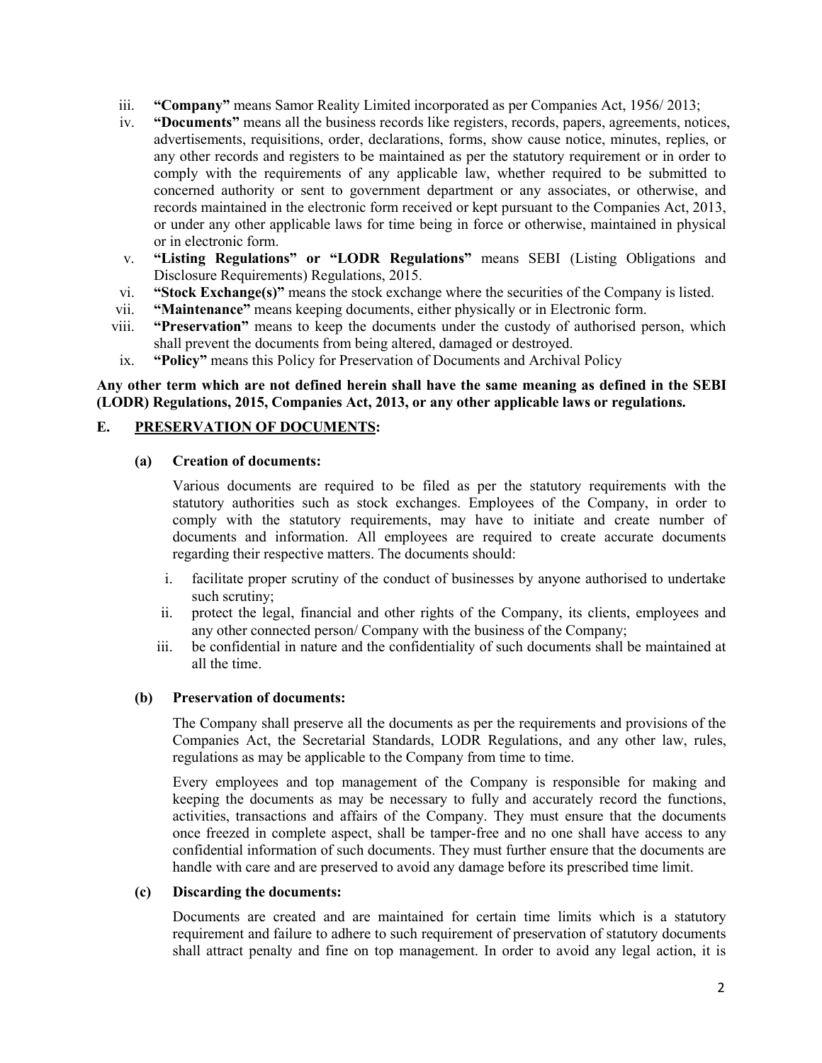iii. **"Company"** means Samor Reality Limited incorporated as per Companies Act, 1956/ 2013;

iv. **"Documents"** means all the business records like registers, records, papers, agreements, notices, advertisements, requisitions, order, declarations, forms, show cause notice, minutes, replies, or any other records and registers to be maintained as per the statutory requirement or in order to comply with the requirements of any applicable law, whether required to be submitted to concerned authority or sent to government department or any associates, or otherwise, and records maintained in the electronic form received or kept pursuant to the Companies Act, 2013, or under any other applicable laws for time being in force or otherwise, maintained in physical or in electronic form.

v. **"Listing Regulations" or "LODR Regulations"** means SEBI (Listing Obligations and Disclosure Requirements) Regulations, 2015.

vi. **"Stock Exchange(s)"** means the stock exchange where the securities of the Company is listed.

vii. **"Maintenance"** means keeping documents, either physically or in Electronic form.

viii. **"Preservation"** means to keep the documents under the custody of authorised person, which shall prevent the documents from being altered, damaged or destroyed.

ix. **"Policy"** means this Policy for Preservation of Documents and Archival Policy

**Any other term which are not defined herein shall have the same meaning as defined in the SEBI (LODR) Regulations, 2015, Companies Act, 2013, or any other applicable laws or regulations.**

## E. PRESERVATION OF DOCUMENTS:

### (a) Creation of documents:

Various documents are required to be filed as per the statutory requirements with the statutory authorities such as stock exchanges. Employees of the Company, in order to comply with the statutory requirements, may have to initiate and create number of documents and information. All employees are required to create accurate documents regarding their respective matters. The documents should:

i. facilitate proper scrutiny of the conduct of businesses by anyone authorised to undertake such scrutiny;

ii. protect the legal, financial and other rights of the Company, its clients, employees and any other connected person/ Company with the business of the Company;

iii. be confidential in nature and the confidentiality of such documents shall be maintained at all the time.

### (b) Preservation of documents:

The Company shall preserve all the documents as per the requirements and provisions of the Companies Act, the Secretarial Standards, LODR Regulations, and any other law, rules, regulations as may be applicable to the Company from time to time.

Every employees and top management of the Company is responsible for making and keeping the documents as may be necessary to fully and accurately record the functions, activities, transactions and affairs of the Company. They must ensure that the documents once freezed in complete aspect, shall be tamper-free and no one shall have access to any confidential information of such documents. They must further ensure that the documents are handle with care and are preserved to avoid any damage before its prescribed time limit.

### (c) Discarding the documents:

Documents are created and are maintained for certain time limits which is a statutory requirement and failure to adhere to such requirement of preservation of statutory documents shall attract penalty and fine on top management. In order to avoid any legal action, it is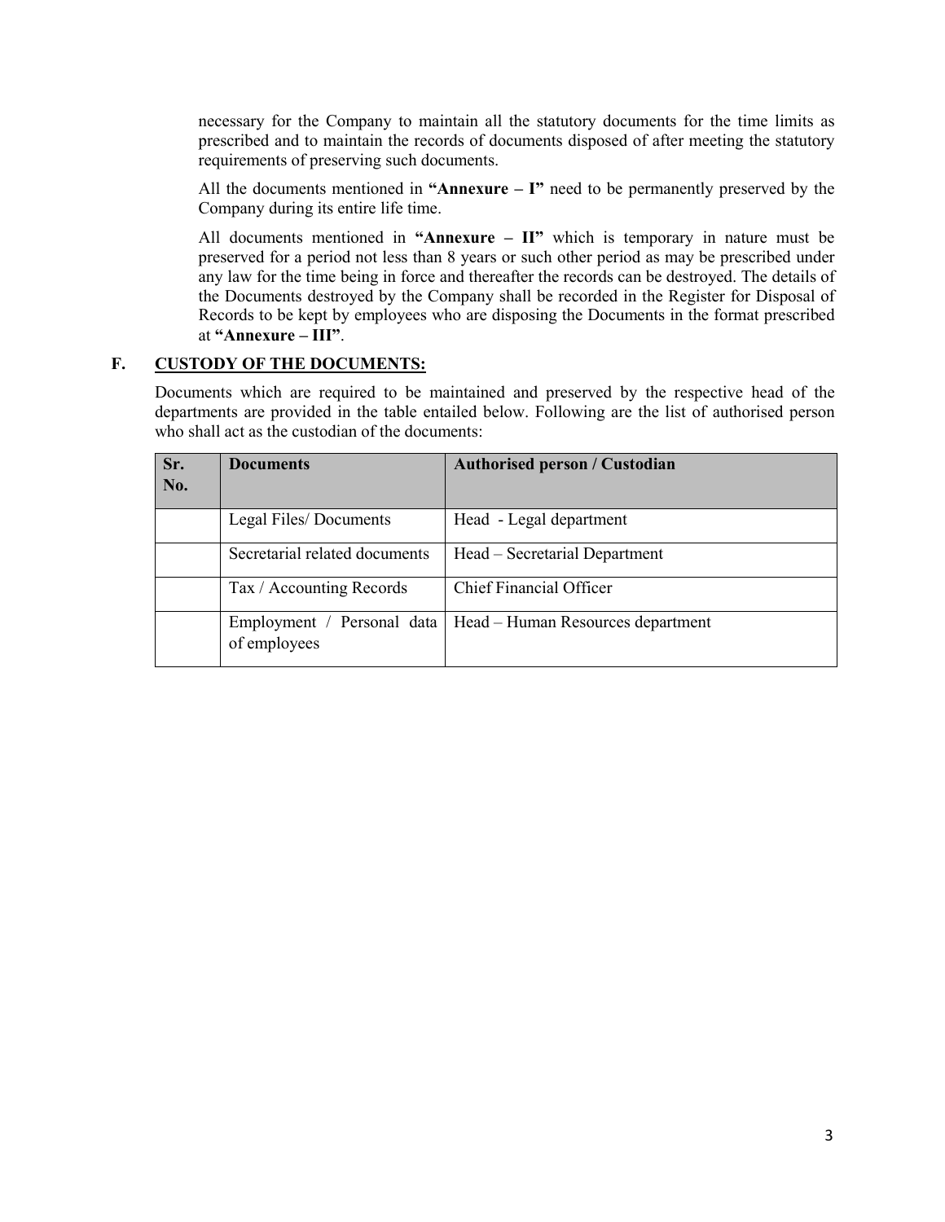necessary for the Company to maintain all the statutory documents for the time limits as prescribed and to maintain the records of documents disposed of after meeting the statutory requirements of preserving such documents.

All the documents mentioned in **"Annexure – I"** need to be permanently preserved by the Company during its entire life time.

All documents mentioned in **"Annexure – II"** which is temporary in nature must be preserved for a period not less than 8 years or such other period as may be prescribed under any law for the time being in force and thereafter the records can be destroyed. The details of the Documents destroyed by the Company shall be recorded in the Register for Disposal of Records to be kept by employees who are disposing the Documents in the format prescribed at **"Annexure – III"**.

## F. CUSTODY OF THE DOCUMENTS:

Documents which are required to be maintained and preserved by the respective head of the departments are provided in the table entailed below. Following are the list of authorised person who shall act as the custodian of the documents:

| Sr. No. | Documents | Authorised person / Custodian |
|---|---|---|
| | Legal Files/ Documents | Head - Legal department |
| | Secretarial related documents | Head – Secretarial Department |
| | Tax / Accounting Records | Chief Financial Officer |
| | Employment / Personal data of employees | Head – Human Resources department |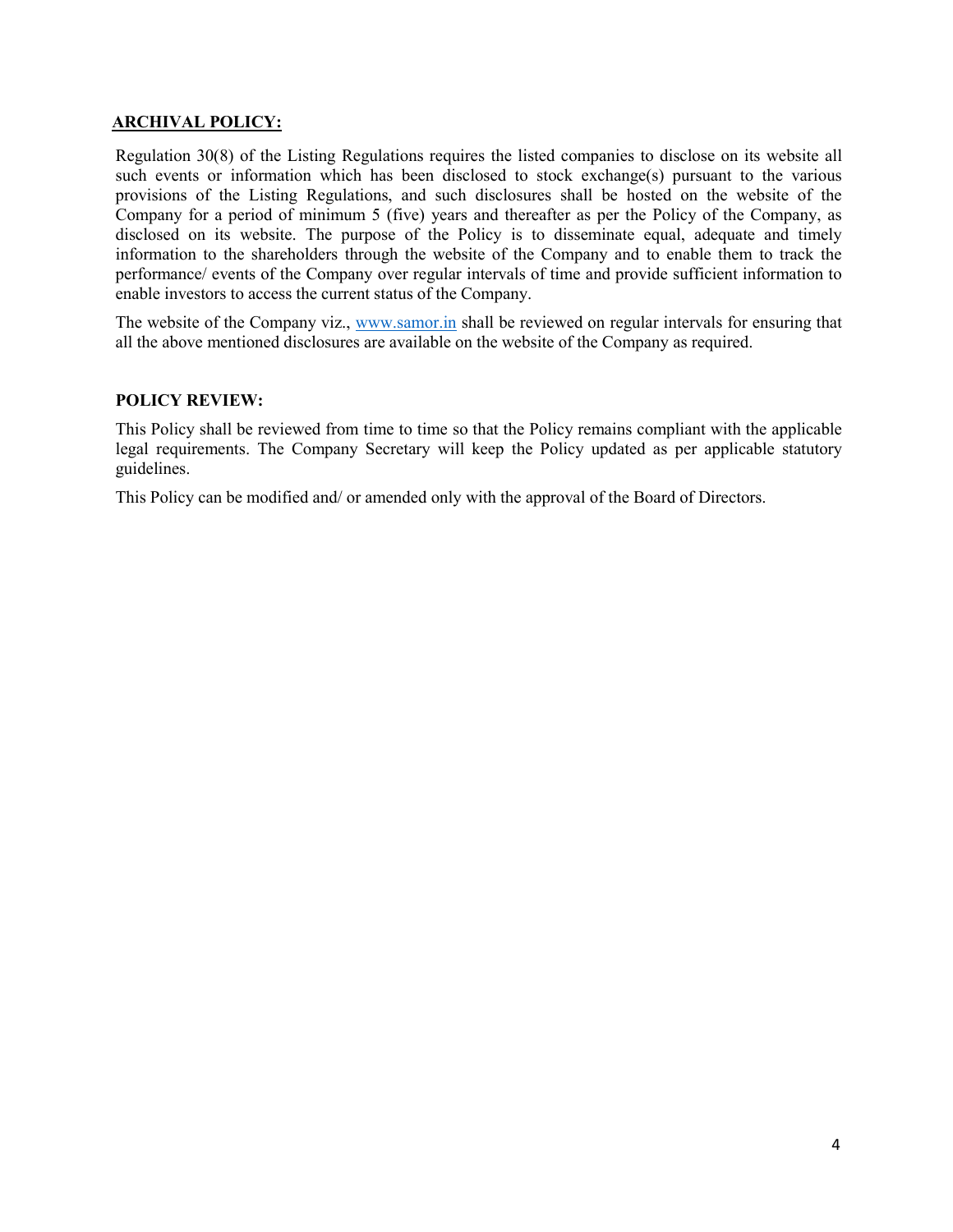## ARCHIVAL POLICY:

Regulation 30(8) of the Listing Regulations requires the listed companies to disclose on its website all such events or information which has been disclosed to stock exchange(s) pursuant to the various provisions of the Listing Regulations, and such disclosures shall be hosted on the website of the Company for a period of minimum 5 (five) years and thereafter as per the Policy of the Company, as disclosed on its website. The purpose of the Policy is to disseminate equal, adequate and timely information to the shareholders through the website of the Company and to enable them to track the performance/ events of the Company over regular intervals of time and provide sufficient information to enable investors to access the current status of the Company.

The website of the Company viz., [www.samor.in](http://www.samor.in) shall be reviewed on regular intervals for ensuring that all the above mentioned disclosures are available on the website of the Company as required.

## POLICY REVIEW:

This Policy shall be reviewed from time to time so that the Policy remains compliant with the applicable legal requirements. The Company Secretary will keep the Policy updated as per applicable statutory guidelines.

This Policy can be modified and/ or amended only with the approval of the Board of Directors.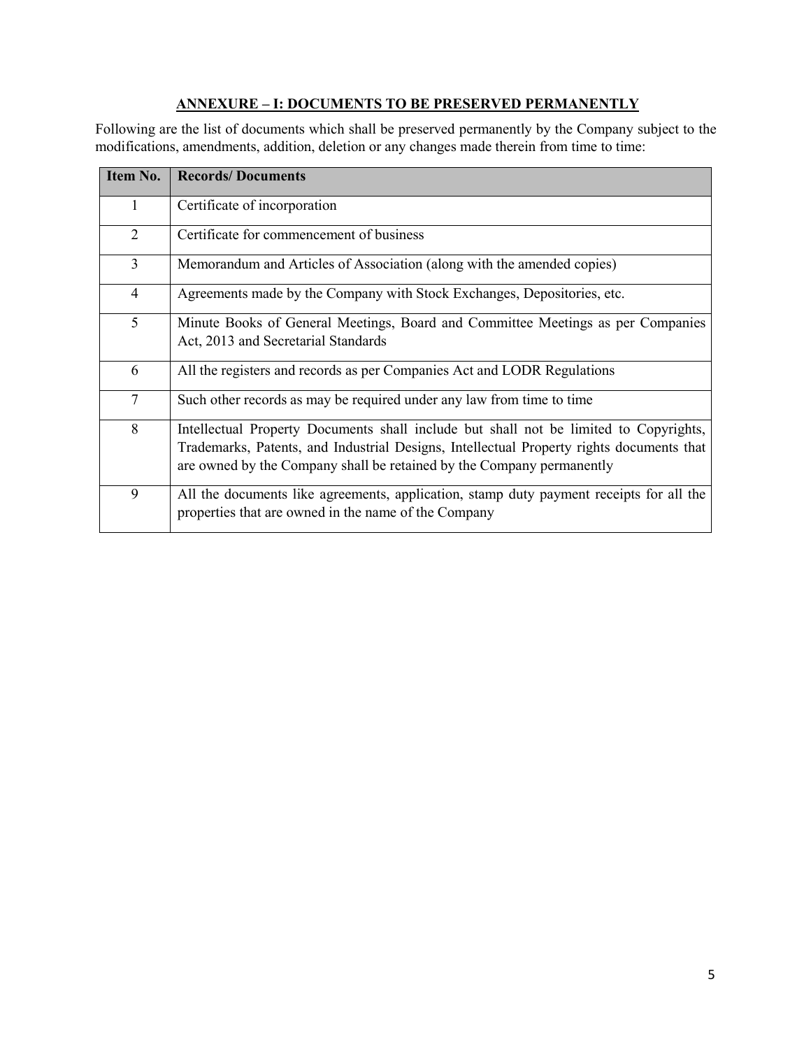## ANNEXURE – I: DOCUMENTS TO BE PRESERVED PERMANENTLY

Following are the list of documents which shall be preserved permanently by the Company subject to the modifications, amendments, addition, deletion or any changes made therein from time to time:

| Item No. | Records/ Documents |
| --- | --- |
| 1 | Certificate of incorporation |
| 2 | Certificate for commencement of business |
| 3 | Memorandum and Articles of Association (along with the amended copies) |
| 4 | Agreements made by the Company with Stock Exchanges, Depositories, etc. |
| 5 | Minute Books of General Meetings, Board and Committee Meetings as per Companies Act, 2013 and Secretarial Standards |
| 6 | All the registers and records as per Companies Act and LODR Regulations |
| 7 | Such other records as may be required under any law from time to time |
| 8 | Intellectual Property Documents shall include but shall not be limited to Copyrights, Trademarks, Patents, and Industrial Designs, Intellectual Property rights documents that are owned by the Company shall be retained by the Company permanently |
| 9 | All the documents like agreements, application, stamp duty payment receipts for all the properties that are owned in the name of the Company |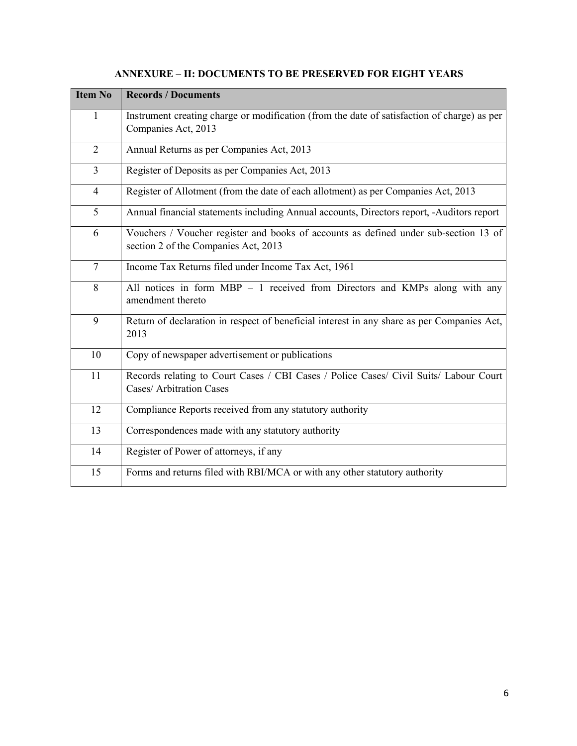## ANNEXURE – II: DOCUMENTS TO BE PRESERVED FOR EIGHT YEARS

| Item No | Records / Documents |
|---|---|
| 1 | Instrument creating charge or modification (from the date of satisfaction of charge) as per Companies Act, 2013 |
| 2 | Annual Returns as per Companies Act, 2013 |
| 3 | Register of Deposits as per Companies Act, 2013 |
| 4 | Register of Allotment (from the date of each allotment) as per Companies Act, 2013 |
| 5 | Annual financial statements including Annual accounts, Directors report, -Auditors report |
| 6 | Vouchers / Voucher register and books of accounts as defined under sub-section 13 of section 2 of the Companies Act, 2013 |
| 7 | Income Tax Returns filed under Income Tax Act, 1961 |
| 8 | All notices in form MBP – 1 received from Directors and KMPs along with any amendment thereto |
| 9 | Return of declaration in respect of beneficial interest in any share as per Companies Act, 2013 |
| 10 | Copy of newspaper advertisement or publications |
| 11 | Records relating to Court Cases / CBI Cases / Police Cases/ Civil Suits/ Labour Court Cases/ Arbitration Cases |
| 12 | Compliance Reports received from any statutory authority |
| 13 | Correspondences made with any statutory authority |
| 14 | Register of Power of attorneys, if any |
| 15 | Forms and returns filed with RBI/MCA or with any other statutory authority |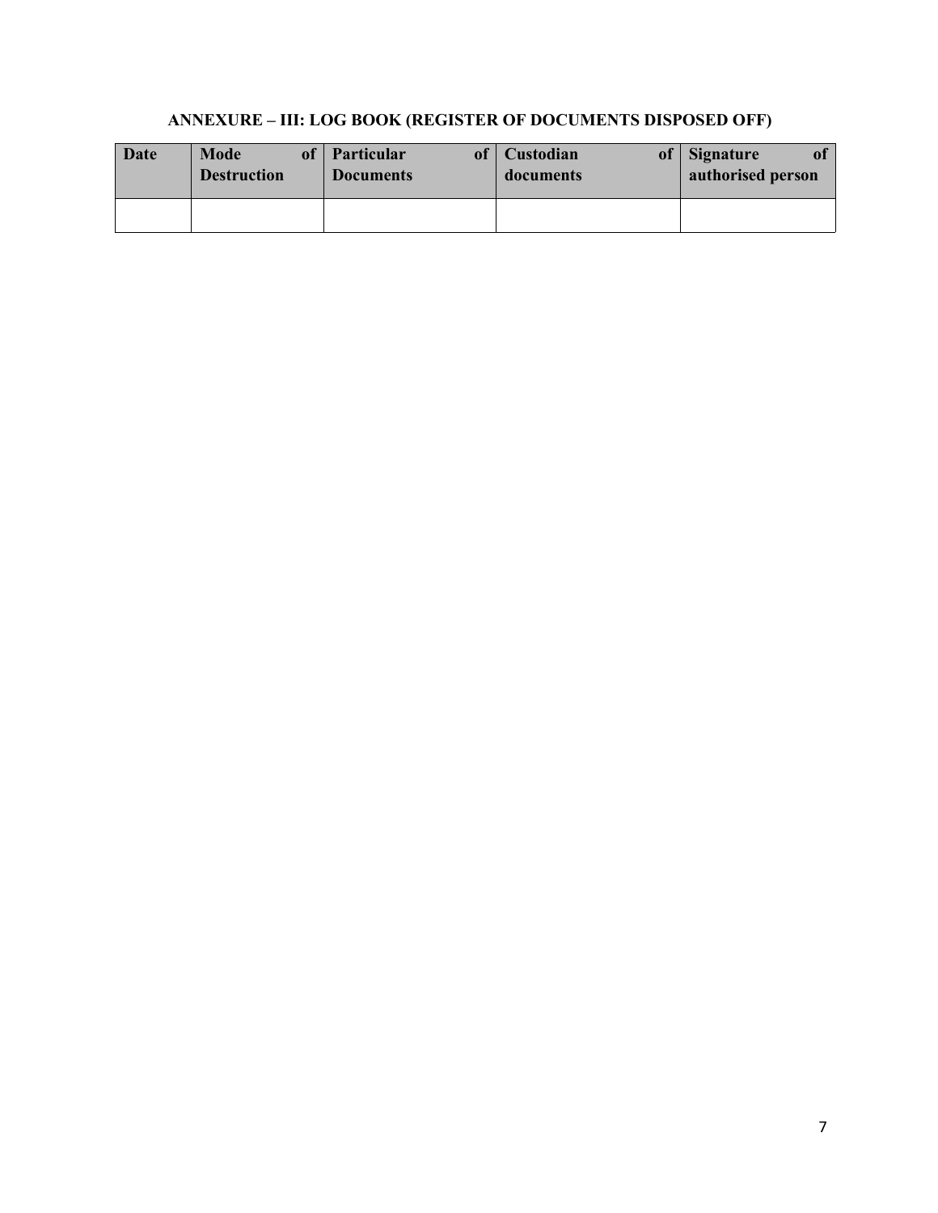## ANNEXURE – III: LOG BOOK (REGISTER OF DOCUMENTS DISPOSED OFF)

| Date | Mode of Destruction | Particular of Documents | Custodian of documents | Signature of authorised person |
|---|---|---|---|---|
| | | | | |